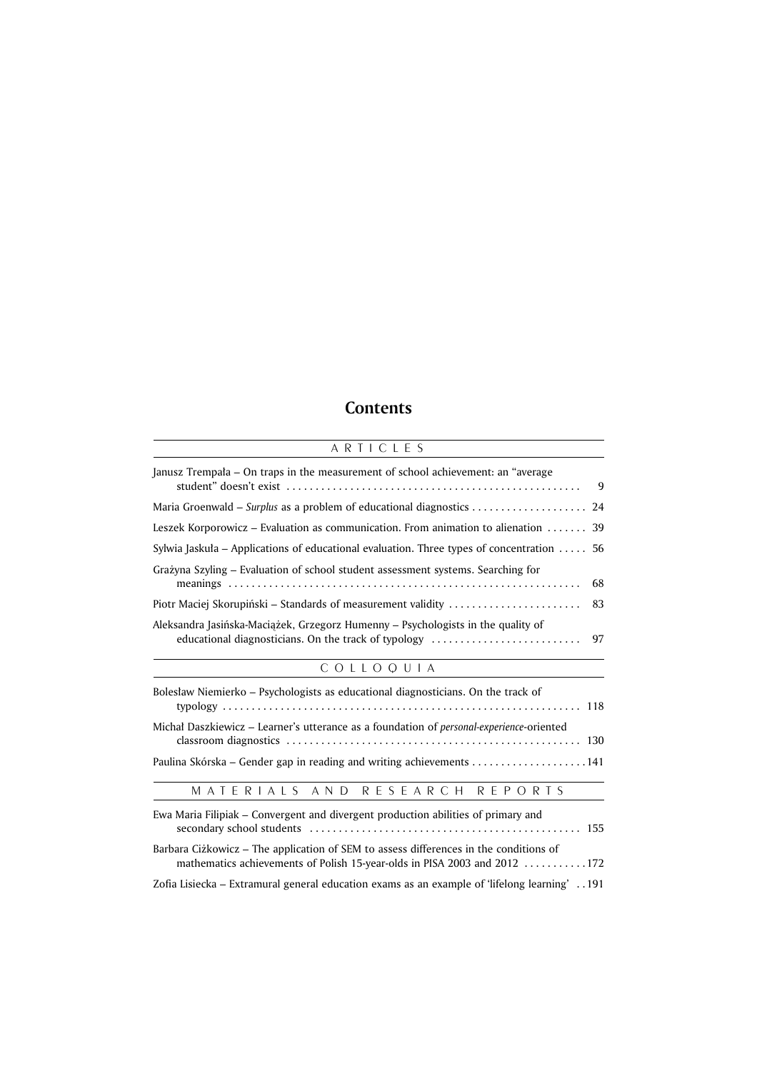# Contents

## ARTICLES

Janusz Trempała – On traps in the measurement of school achievement: an "average student" doesn't exist . . . . . . . . . . . . . . . . . . . . . . . . . . . . . . . . . . . . . . . . . . . . . . . . . . 9

Maria Groenwald – *Surplus* as a problem of educational diagnostics . . . . . . . . . . . . . . . . . . . . 24

Leszek Korporowicz – Evaluation as communication. From animation to alienation . . . . . . . 39

Sylwia Jaskuła – Applications of educational evaluation. Three types of concentration . . . . . 56

Grażyna Szyling – Evaluation of school student assessment systems. Searching for meanings . . . . . . . . . . . . . . . . . . . . . . . . . . . . . . . . . . . . . . . . . . . . . . . . . . . . . . . . . . . . 68

Piotr Maciej Skorupiński – Standards of measurement validity . . . . . . . . . . . . . . . . . . . . . . . 83

Aleksandra Jasińska-Maciążek, Grzegorz Humenny – Psychologists in the quality of educational diagnosticians. On the track of typology . . . . . . . . . . . . . . . . . . . . . . . . . . 97

## COLLOQUIA

Bolesław Niemierko – Psychologists as educational diagnosticians. On the track of typology . . . . . . . . . . . . . . . . . . . . . . . . . . . . . . . . . . . . . . . . . . . . . . . . . . . . . . . . . . . . . 118

Michał Daszkiewicz – Learner's utterance as a foundation of *personal-experience*-oriented classroom diagnostics . . . . . . . . . . . . . . . . . . . . . . . . . . . . . . . . . . . . . . . . . . . . . . . . . . 130

Paulina Skórska – Gender gap in reading and writing achievements . . . . . . . . . . . . . . . . . . . . 141

## MATERIALS AND RESEARCH REPORTS

Ewa Maria Filipiak – Convergent and divergent production abilities of primary and secondary school students . . . . . . . . . . . . . . . . . . . . . . . . . . . . . . . . . . . . . . . . . . . . . . 155

Barbara Ciżkowicz – The application of SEM to assess differences in the conditions of mathematics achievements of Polish 15-year-olds in PISA 2003 and 2012 . . . . . . . . . . . 172

Zofia Lisiecka – Extramural general education exams as an example of 'lifelong learning' . . 191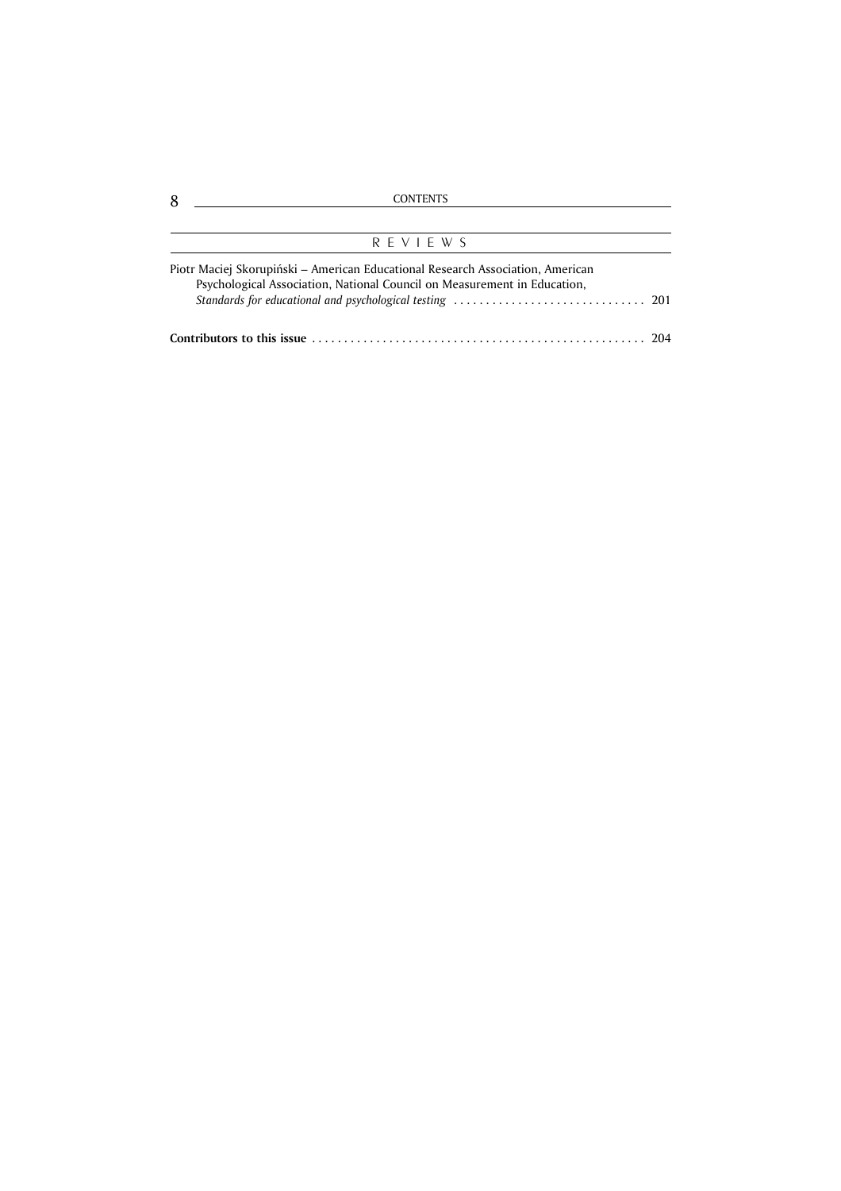## REVIEWS

Piotr Maciej Skorupiński – American Educational Research Association, American Psychological Association, National Council on Measurement in Education, *Standards for educational and psychological testing* . . . . . . . . . . . . . . . . . . . . . . . . . . . . . 201

**Contributors to this issue** . . . . . . . . . . . . . . . . . . . . . . . . . . . . . . . . . . . . . . . . . . . . . . . . . . . 204